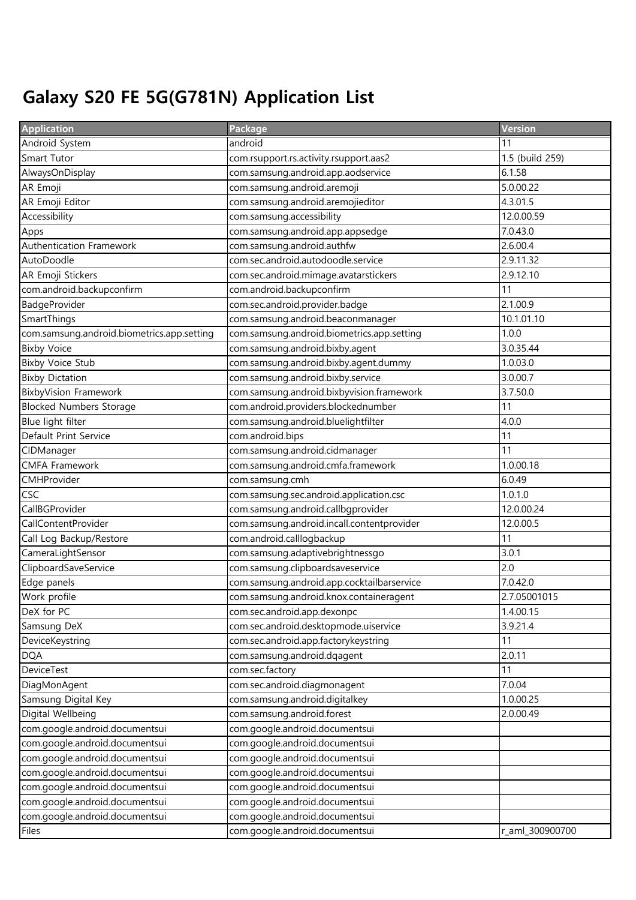# Galaxy S20 FE 5G(G781N) Application List

| Application | Package | Version |
|---|---|---|
| Android System | android | 11 |
| Smart Tutor | com.rsupport.rs.activity.rsupport.aas2 | 1.5 (build 259) |
| AlwaysOnDisplay | com.samsung.android.app.aodservice | 6.1.58 |
| AR Emoji | com.samsung.android.aremoji | 5.0.00.22 |
| AR Emoji Editor | com.samsung.android.aremojieditor | 4.3.01.5 |
| Accessibility | com.samsung.accessibility | 12.0.00.59 |
| Apps | com.samsung.android.app.appsedge | 7.0.43.0 |
| Authentication Framework | com.samsung.android.authfw | 2.6.00.4 |
| AutoDoodle | com.sec.android.autodoodle.service | 2.9.11.32 |
| AR Emoji Stickers | com.sec.android.mimage.avatarstickers | 2.9.12.10 |
| com.android.backupconfirm | com.android.backupconfirm | 11 |
| BadgeProvider | com.sec.android.provider.badge | 2.1.00.9 |
| SmartThings | com.samsung.android.beaconmanager | 10.1.01.10 |
| com.samsung.android.biometrics.app.setting | com.samsung.android.biometrics.app.setting | 1.0.0 |
| Bixby Voice | com.samsung.android.bixby.agent | 3.0.35.44 |
| Bixby Voice Stub | com.samsung.android.bixby.agent.dummy | 1.0.03.0 |
| Bixby Dictation | com.samsung.android.bixby.service | 3.0.00.7 |
| BixbyVision Framework | com.samsung.android.bixbyvision.framework | 3.7.50.0 |
| Blocked Numbers Storage | com.android.providers.blockednumber | 11 |
| Blue light filter | com.samsung.android.bluelightfilter | 4.0.0 |
| Default Print Service | com.android.bips | 11 |
| CIDManager | com.samsung.android.cidmanager | 11 |
| CMFA Framework | com.samsung.android.cmfa.framework | 1.0.00.18 |
| CMHProvider | com.samsung.cmh | 6.0.49 |
| CSC | com.samsung.sec.android.application.csc | 1.0.1.0 |
| CallBGProvider | com.samsung.android.callbgprovider | 12.0.00.24 |
| CallContentProvider | com.samsung.android.incall.contentprovider | 12.0.00.5 |
| Call Log Backup/Restore | com.android.calllogbackup | 11 |
| CameraLightSensor | com.samsung.adaptivebrightnessgo | 3.0.1 |
| ClipboardSaveService | com.samsung.clipboardsaveservice | 2.0 |
| Edge panels | com.samsung.android.app.cocktailbarservice | 7.0.42.0 |
| Work profile | com.samsung.android.knox.containeragent | 2.7.05001015 |
| DeX for PC | com.sec.android.app.dexonpc | 1.4.00.15 |
| Samsung DeX | com.sec.android.desktopmode.uiservice | 3.9.21.4 |
| DeviceKeystring | com.sec.android.app.factorykeystring | 11 |
| DQA | com.samsung.android.dqagent | 2.0.11 |
| DeviceTest | com.sec.factory | 11 |
| DiagMonAgent | com.sec.android.diagmonagent | 7.0.04 |
| Samsung Digital Key | com.samsung.android.digitalkey | 1.0.00.25 |
| Digital Wellbeing | com.samsung.android.forest | 2.0.00.49 |
| com.google.android.documentsui | com.google.android.documentsui | |
| com.google.android.documentsui | com.google.android.documentsui | |
| com.google.android.documentsui | com.google.android.documentsui | |
| com.google.android.documentsui | com.google.android.documentsui | |
| com.google.android.documentsui | com.google.android.documentsui | |
| com.google.android.documentsui | com.google.android.documentsui | |
| com.google.android.documentsui | com.google.android.documentsui | |
| Files | com.google.android.documentsui | r_aml_300900700 |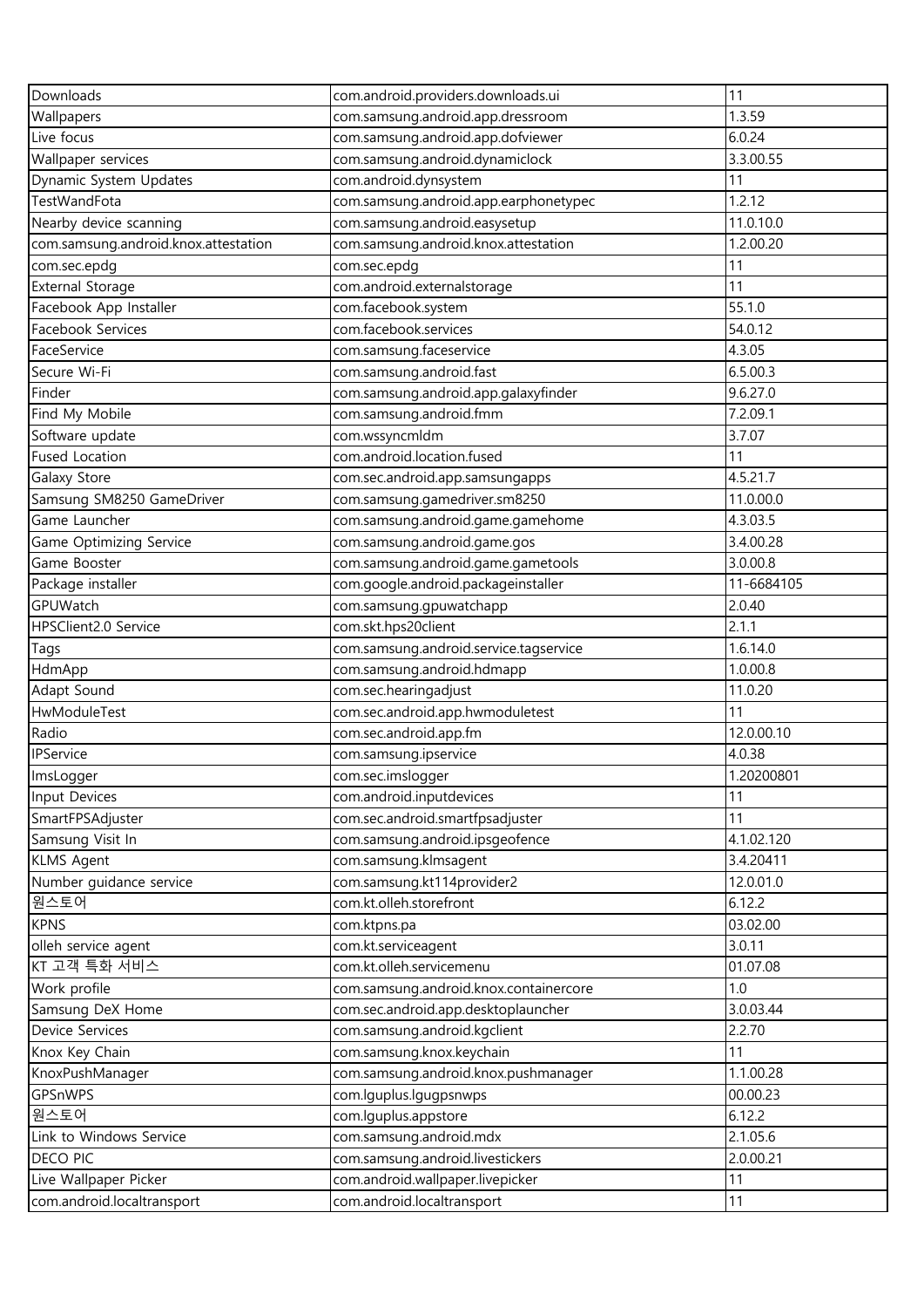| Downloads | com.android.providers.downloads.ui | 11 |
|---|---|---|
| Wallpapers | com.samsung.android.app.dressroom | 1.3.59 |
| Live focus | com.samsung.android.app.dofviewer | 6.0.24 |
| Wallpaper services | com.samsung.android.dynamiclock | 3.3.00.55 |
| Dynamic System Updates | com.android.dynsystem | 11 |
| TestWandFota | com.samsung.android.app.earphonetypec | 1.2.12 |
| Nearby device scanning | com.samsung.android.easysetup | 11.0.10.0 |
| com.samsung.android.knox.attestation | com.samsung.android.knox.attestation | 1.2.00.20 |
| com.sec.epdg | com.sec.epdg | 11 |
| External Storage | com.android.externalstorage | 11 |
| Facebook App Installer | com.facebook.system | 55.1.0 |
| Facebook Services | com.facebook.services | 54.0.12 |
| FaceService | com.samsung.faceservice | 4.3.05 |
| Secure Wi-Fi | com.samsung.android.fast | 6.5.00.3 |
| Finder | com.samsung.android.app.galaxyfinder | 9.6.27.0 |
| Find My Mobile | com.samsung.android.fmm | 7.2.09.1 |
| Software update | com.wssyncmldm | 3.7.07 |
| Fused Location | com.android.location.fused | 11 |
| Galaxy Store | com.sec.android.app.samsungapps | 4.5.21.7 |
| Samsung SM8250 GameDriver | com.samsung.gamedriver.sm8250 | 11.0.00.0 |
| Game Launcher | com.samsung.android.game.gamehome | 4.3.03.5 |
| Game Optimizing Service | com.samsung.android.game.gos | 3.4.00.28 |
| Game Booster | com.samsung.android.game.gametools | 3.0.00.8 |
| Package installer | com.google.android.packageinstaller | 11-6684105 |
| GPUWatch | com.samsung.gpuwatchapp | 2.0.40 |
| HPSClient2.0 Service | com.skt.hps20client | 2.1.1 |
| Tags | com.samsung.android.service.tagservice | 1.6.14.0 |
| HdmApp | com.samsung.android.hdmapp | 1.0.00.8 |
| Adapt Sound | com.sec.hearingadjust | 11.0.20 |
| HwModuleTest | com.sec.android.app.hwmoduletest | 11 |
| Radio | com.sec.android.app.fm | 12.0.00.10 |
| IPService | com.samsung.ipservice | 4.0.38 |
| ImsLogger | com.sec.imslogger | 1.20200801 |
| Input Devices | com.android.inputdevices | 11 |
| SmartFPSAdjuster | com.sec.android.smartfpsadjuster | 11 |
| Samsung Visit In | com.samsung.android.ipsgeofence | 4.1.02.120 |
| KLMS Agent | com.samsung.klmsagent | 3.4.20411 |
| Number guidance service | com.samsung.kt114provider2 | 12.0.01.0 |
| 원스토어 | com.kt.olleh.storefront | 6.12.2 |
| KPNS | com.ktpns.pa | 03.02.00 |
| olleh service agent | com.kt.serviceagent | 3.0.11 |
| KT 고객 특화 서비스 | com.kt.olleh.servicemenu | 01.07.08 |
| Work profile | com.samsung.android.knox.containercore | 1.0 |
| Samsung DeX Home | com.sec.android.app.desktoplauncher | 3.0.03.44 |
| Device Services | com.samsung.android.kgclient | 2.2.70 |
| Knox Key Chain | com.samsung.knox.keychain | 11 |
| KnoxPushManager | com.samsung.android.knox.pushmanager | 1.1.00.28 |
| GPSnWPS | com.lguplus.lgugpsnwps | 00.00.23 |
| 원스토어 | com.lguplus.appstore | 6.12.2 |
| Link to Windows Service | com.samsung.android.mdx | 2.1.05.6 |
| DECO PIC | com.samsung.android.livestickers | 2.0.00.21 |
| Live Wallpaper Picker | com.android.wallpaper.livepicker | 11 |
| com.android.localtransport | com.android.localtransport | 11 |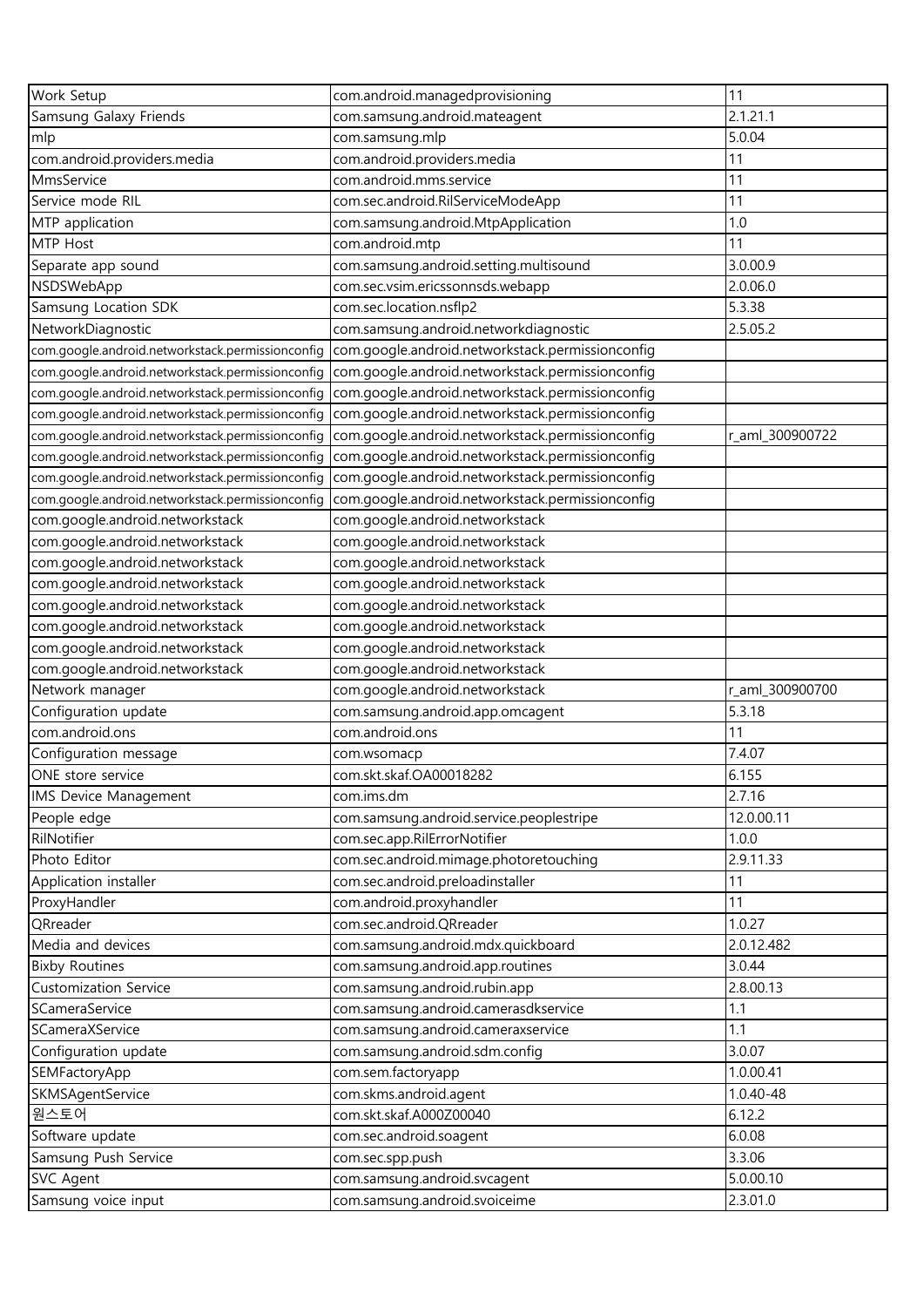| Work Setup | com.android.managedprovisioning | 11 |
|---|---|---|
| Samsung Galaxy Friends | com.samsung.android.mateagent | 2.1.21.1 |
| mlp | com.samsung.mlp | 5.0.04 |
| com.android.providers.media | com.android.providers.media | 11 |
| MmsService | com.android.mms.service | 11 |
| Service mode RIL | com.sec.android.RilServiceModeApp | 11 |
| MTP application | com.samsung.android.MtpApplication | 1.0 |
| MTP Host | com.android.mtp | 11 |
| Separate app sound | com.samsung.android.setting.multisound | 3.0.00.9 |
| NSDSWebApp | com.sec.vsim.ericssonnsds.webapp | 2.0.06.0 |
| Samsung Location SDK | com.sec.location.nsflp2 | 5.3.38 |
| NetworkDiagnostic | com.samsung.android.networkdiagnostic | 2.5.05.2 |
| com.google.android.networkstack.permissionconfig | com.google.android.networkstack.permissionconfig | |
| com.google.android.networkstack.permissionconfig | com.google.android.networkstack.permissionconfig | |
| com.google.android.networkstack.permissionconfig | com.google.android.networkstack.permissionconfig | |
| com.google.android.networkstack.permissionconfig | com.google.android.networkstack.permissionconfig | |
| com.google.android.networkstack.permissionconfig | com.google.android.networkstack.permissionconfig | r_aml_300900722 |
| com.google.android.networkstack.permissionconfig | com.google.android.networkstack.permissionconfig | |
| com.google.android.networkstack.permissionconfig | com.google.android.networkstack.permissionconfig | |
| com.google.android.networkstack.permissionconfig | com.google.android.networkstack.permissionconfig | |
| com.google.android.networkstack | com.google.android.networkstack | |
| com.google.android.networkstack | com.google.android.networkstack | |
| com.google.android.networkstack | com.google.android.networkstack | |
| com.google.android.networkstack | com.google.android.networkstack | |
| com.google.android.networkstack | com.google.android.networkstack | |
| com.google.android.networkstack | com.google.android.networkstack | |
| com.google.android.networkstack | com.google.android.networkstack | |
| com.google.android.networkstack | com.google.android.networkstack | |
| Network manager | com.google.android.networkstack | r_aml_300900700 |
| Configuration update | com.samsung.android.app.omcagent | 5.3.18 |
| com.android.ons | com.android.ons | 11 |
| Configuration message | com.wsomacp | 7.4.07 |
| ONE store service | com.skt.skaf.OA00018282 | 6.155 |
| IMS Device Management | com.ims.dm | 2.7.16 |
| People edge | com.samsung.android.service.peoplestripe | 12.0.00.11 |
| RilNotifier | com.sec.app.RilErrorNotifier | 1.0.0 |
| Photo Editor | com.sec.android.mimage.photoretouching | 2.9.11.33 |
| Application installer | com.sec.android.preloadinstaller | 11 |
| ProxyHandler | com.android.proxyhandler | 11 |
| QRreader | com.sec.android.QRreader | 1.0.27 |
| Media and devices | com.samsung.android.mdx.quickboard | 2.0.12.482 |
| Bixby Routines | com.samsung.android.app.routines | 3.0.44 |
| Customization Service | com.samsung.android.rubin.app | 2.8.00.13 |
| SCameraService | com.samsung.android.camerasdkservice | 1.1 |
| SCameraXService | com.samsung.android.cameraxservice | 1.1 |
| Configuration update | com.samsung.android.sdm.config | 3.0.07 |
| SEMFactoryApp | com.sem.factoryapp | 1.0.00.41 |
| SKMSAgentService | com.skms.android.agent | 1.0.40-48 |
| 원스토어 | com.skt.skaf.A000Z00040 | 6.12.2 |
| Software update | com.sec.android.soagent | 6.0.08 |
| Samsung Push Service | com.sec.spp.push | 3.3.06 |
| SVC Agent | com.samsung.android.svcagent | 5.0.00.10 |
| Samsung voice input | com.samsung.android.svoiceime | 2.3.01.0 |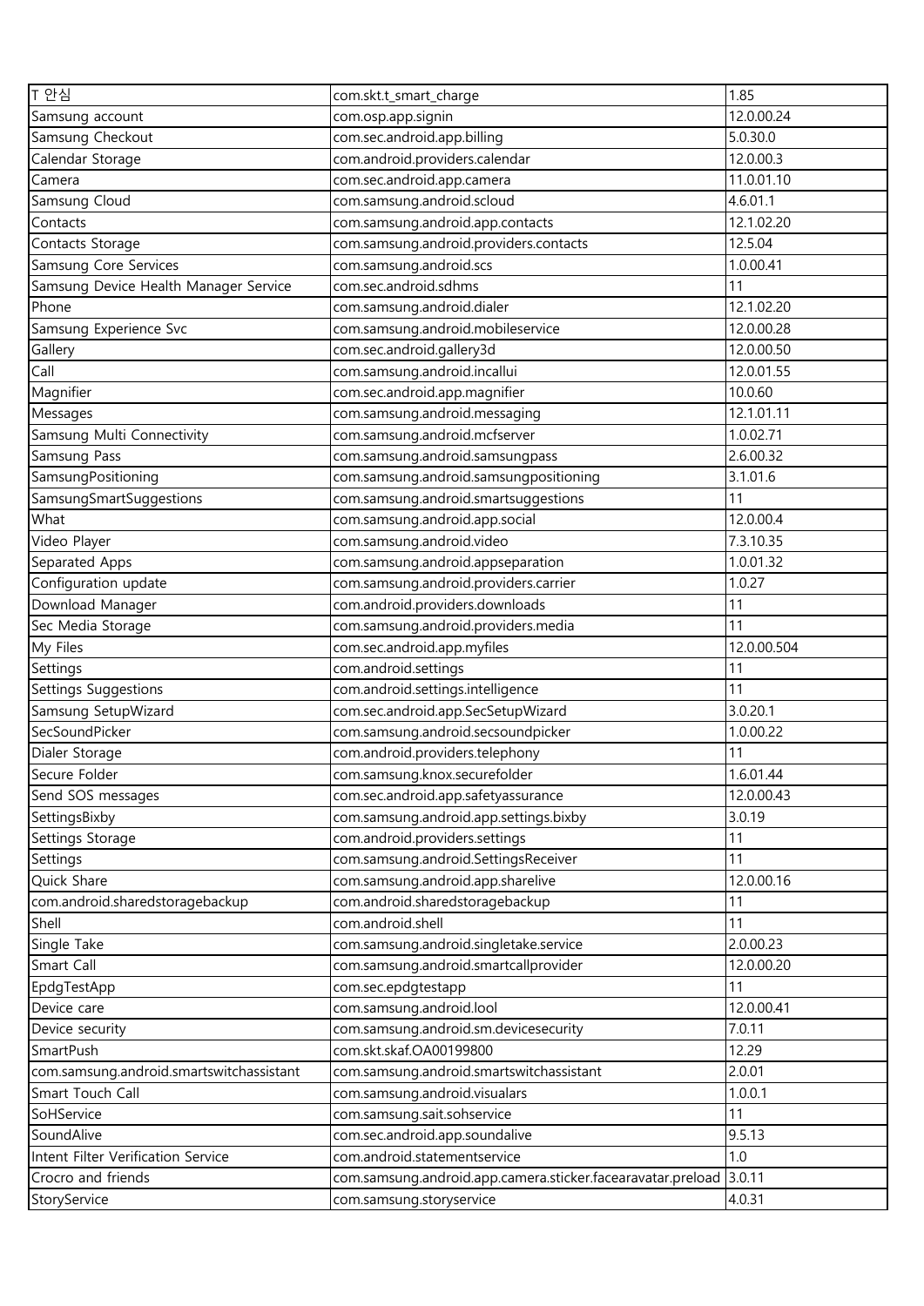| T 안심 | com.skt.t_smart_charge | 1.85 |
|---|---|---|
| Samsung account | com.osp.app.signin | 12.0.00.24 |
| Samsung Checkout | com.sec.android.app.billing | 5.0.30.0 |
| Calendar Storage | com.android.providers.calendar | 12.0.00.3 |
| Camera | com.sec.android.app.camera | 11.0.01.10 |
| Samsung Cloud | com.samsung.android.scloud | 4.6.01.1 |
| Contacts | com.samsung.android.app.contacts | 12.1.02.20 |
| Contacts Storage | com.samsung.android.providers.contacts | 12.5.04 |
| Samsung Core Services | com.samsung.android.scs | 1.0.00.41 |
| Samsung Device Health Manager Service | com.sec.android.sdhms | 11 |
| Phone | com.samsung.android.dialer | 12.1.02.20 |
| Samsung Experience Svc | com.samsung.android.mobileservice | 12.0.00.28 |
| Gallery | com.sec.android.gallery3d | 12.0.00.50 |
| Call | com.samsung.android.incallui | 12.0.01.55 |
| Magnifier | com.sec.android.app.magnifier | 10.0.60 |
| Messages | com.samsung.android.messaging | 12.1.01.11 |
| Samsung Multi Connectivity | com.samsung.android.mcfserver | 1.0.02.71 |
| Samsung Pass | com.samsung.android.samsungpass | 2.6.00.32 |
| SamsungPositioning | com.samsung.android.samsungpositioning | 3.1.01.6 |
| SamsungSmartSuggestions | com.samsung.android.smartsuggestions | 11 |
| What | com.samsung.android.app.social | 12.0.00.4 |
| Video Player | com.samsung.android.video | 7.3.10.35 |
| Separated Apps | com.samsung.android.appseparation | 1.0.01.32 |
| Configuration update | com.samsung.android.providers.carrier | 1.0.27 |
| Download Manager | com.android.providers.downloads | 11 |
| Sec Media Storage | com.samsung.android.providers.media | 11 |
| My Files | com.sec.android.app.myfiles | 12.0.00.504 |
| Settings | com.android.settings | 11 |
| Settings Suggestions | com.android.settings.intelligence | 11 |
| Samsung SetupWizard | com.sec.android.app.SecSetupWizard | 3.0.20.1 |
| SecSoundPicker | com.samsung.android.secsoundpicker | 1.0.00.22 |
| Dialer Storage | com.android.providers.telephony | 11 |
| Secure Folder | com.samsung.knox.securefolder | 1.6.01.44 |
| Send SOS messages | com.sec.android.app.safetyassurance | 12.0.00.43 |
| SettingsBixby | com.samsung.android.app.settings.bixby | 3.0.19 |
| Settings Storage | com.android.providers.settings | 11 |
| Settings | com.samsung.android.SettingsReceiver | 11 |
| Quick Share | com.samsung.android.app.sharelive | 12.0.00.16 |
| com.android.sharedstoragebackup | com.android.sharedstoragebackup | 11 |
| Shell | com.android.shell | 11 |
| Single Take | com.samsung.android.singletake.service | 2.0.00.23 |
| Smart Call | com.samsung.android.smartcallprovider | 12.0.00.20 |
| EpdgTestApp | com.sec.epdgtestapp | 11 |
| Device care | com.samsung.android.lool | 12.0.00.41 |
| Device security | com.samsung.android.sm.devicesecurity | 7.0.11 |
| SmartPush | com.skt.skaf.OA00199800 | 12.29 |
| com.samsung.android.smartswitchassistant | com.samsung.android.smartswitchassistant | 2.0.01 |
| Smart Touch Call | com.samsung.android.visualars | 1.0.0.1 |
| SoHService | com.samsung.sait.sohservice | 11 |
| SoundAlive | com.sec.android.app.soundalive | 9.5.13 |
| Intent Filter Verification Service | com.android.statementservice | 1.0 |
| Crocro and friends | com.samsung.android.app.camera.sticker.facearavatar.preload | 3.0.11 |
| StoryService | com.samsung.storyservice | 4.0.31 |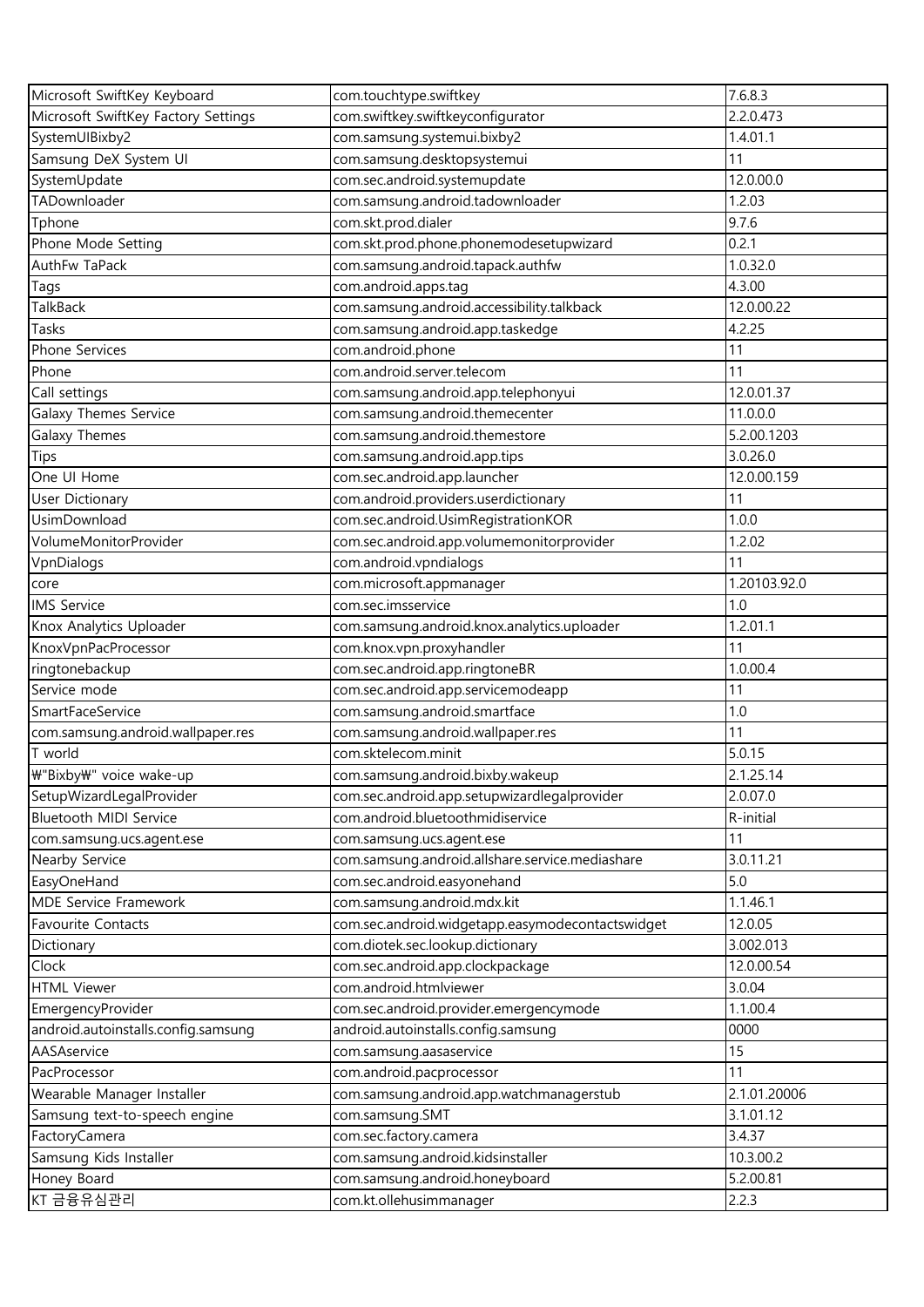| Microsoft SwiftKey Keyboard | com.touchtype.swiftkey | 7.6.8.3 |
|---|---|---|
| Microsoft SwiftKey Factory Settings | com.swiftkey.swiftkeyconfigurator | 2.2.0.473 |
| SystemUIBixby2 | com.samsung.systemui.bixby2 | 1.4.01.1 |
| Samsung DeX System UI | com.samsung.desktopsystemui | 11 |
| SystemUpdate | com.sec.android.systemupdate | 12.0.00.0 |
| TADownloader | com.samsung.android.tadownloader | 1.2.03 |
| Tphone | com.skt.prod.dialer | 9.7.6 |
| Phone Mode Setting | com.skt.prod.phone.phonemodesetupwizard | 0.2.1 |
| AuthFw TaPack | com.samsung.android.tapack.authfw | 1.0.32.0 |
| Tags | com.android.apps.tag | 4.3.00 |
| TalkBack | com.samsung.android.accessibility.talkback | 12.0.00.22 |
| Tasks | com.samsung.android.app.taskedge | 4.2.25 |
| Phone Services | com.android.phone | 11 |
| Phone | com.android.server.telecom | 11 |
| Call settings | com.samsung.android.app.telephonyui | 12.0.01.37 |
| Galaxy Themes Service | com.samsung.android.themecenter | 11.0.0.0 |
| Galaxy Themes | com.samsung.android.themestore | 5.2.00.1203 |
| Tips | com.samsung.android.app.tips | 3.0.26.0 |
| One UI Home | com.sec.android.app.launcher | 12.0.00.159 |
| User Dictionary | com.android.providers.userdictionary | 11 |
| UsimDownload | com.sec.android.UsimRegistrationKOR | 1.0.0 |
| VolumeMonitorProvider | com.sec.android.app.volumemonitorprovider | 1.2.02 |
| VpnDialogs | com.android.vpndialogs | 11 |
| core | com.microsoft.appmanager | 1.20103.92.0 |
| IMS Service | com.sec.imsservice | 1.0 |
| Knox Analytics Uploader | com.samsung.android.knox.analytics.uploader | 1.2.01.1 |
| KnoxVpnPacProcessor | com.knox.vpn.proxyhandler | 11 |
| ringtonebackup | com.sec.android.app.ringtoneBR | 1.0.00.4 |
| Service mode | com.sec.android.app.servicemodeapp | 11 |
| SmartFaceService | com.samsung.android.smartface | 1.0 |
| com.samsung.android.wallpaper.res | com.samsung.android.wallpaper.res | 11 |
| T world | com.sktelecom.minit | 5.0.15 |
| ₩"Bixby₩" voice wake-up | com.samsung.android.bixby.wakeup | 2.1.25.14 |
| SetupWizardLegalProvider | com.sec.android.app.setupwizardlegalprovider | 2.0.07.0 |
| Bluetooth MIDI Service | com.android.bluetoothmidiservice | R-initial |
| com.samsung.ucs.agent.ese | com.samsung.ucs.agent.ese | 11 |
| Nearby Service | com.samsung.android.allshare.service.mediashare | 3.0.11.21 |
| EasyOneHand | com.sec.android.easyonehand | 5.0 |
| MDE Service Framework | com.samsung.android.mdx.kit | 1.1.46.1 |
| Favourite Contacts | com.sec.android.widgetapp.easymodecontactswidget | 12.0.05 |
| Dictionary | com.diotek.sec.lookup.dictionary | 3.002.013 |
| Clock | com.sec.android.app.clockpackage | 12.0.00.54 |
| HTML Viewer | com.android.htmlviewer | 3.0.04 |
| EmergencyProvider | com.sec.android.provider.emergencymode | 1.1.00.4 |
| android.autoinstalls.config.samsung | android.autoinstalls.config.samsung | 0000 |
| AASAservice | com.samsung.aasaservice | 15 |
| PacProcessor | com.android.pacprocessor | 11 |
| Wearable Manager Installer | com.samsung.android.app.watchmanagerstub | 2.1.01.20006 |
| Samsung text-to-speech engine | com.samsung.SMT | 3.1.01.12 |
| FactoryCamera | com.sec.factory.camera | 3.4.37 |
| Samsung Kids Installer | com.samsung.android.kidsinstaller | 10.3.00.2 |
| Honey Board | com.samsung.android.honeyboard | 5.2.00.81 |
| KT 금융유심관리 | com.kt.ollehusimmanager | 2.2.3 |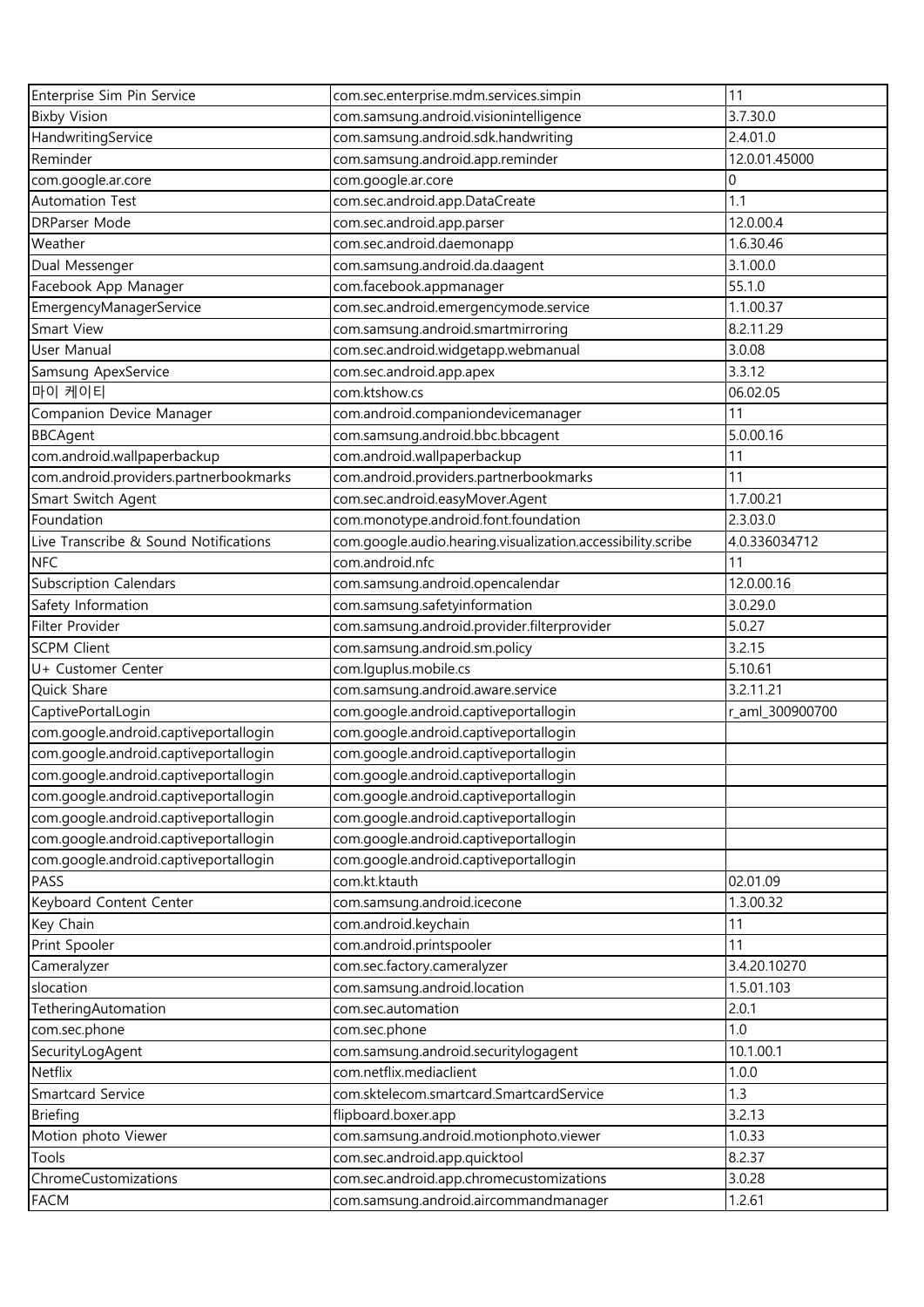| Enterprise Sim Pin Service | com.sec.enterprise.mdm.services.simpin | 11 |
|---|---|---|
| Bixby Vision | com.samsung.android.visionintelligence | 3.7.30.0 |
| HandwritingService | com.samsung.android.sdk.handwriting | 2.4.01.0 |
| Reminder | com.samsung.android.app.reminder | 12.0.01.45000 |
| com.google.ar.core | com.google.ar.core | 0 |
| Automation Test | com.sec.android.app.DataCreate | 1.1 |
| DRParser Mode | com.sec.android.app.parser | 12.0.00.4 |
| Weather | com.sec.android.daemonapp | 1.6.30.46 |
| Dual Messenger | com.samsung.android.da.daagent | 3.1.00.0 |
| Facebook App Manager | com.facebook.appmanager | 55.1.0 |
| EmergencyManagerService | com.sec.android.emergencymode.service | 1.1.00.37 |
| Smart View | com.samsung.android.smartmirroring | 8.2.11.29 |
| User Manual | com.sec.android.widgetapp.webmanual | 3.0.08 |
| Samsung ApexService | com.sec.android.app.apex | 3.3.12 |
| 마이 케이티 | com.ktshow.cs | 06.02.05 |
| Companion Device Manager | com.android.companiondevicemanager | 11 |
| BBCAgent | com.samsung.android.bbc.bbcagent | 5.0.00.16 |
| com.android.wallpaperbackup | com.android.wallpaperbackup | 11 |
| com.android.providers.partnerbookmarks | com.android.providers.partnerbookmarks | 11 |
| Smart Switch Agent | com.sec.android.easyMover.Agent | 1.7.00.21 |
| Foundation | com.monotype.android.font.foundation | 2.3.03.0 |
| Live Transcribe & Sound Notifications | com.google.audio.hearing.visualization.accessibility.scribe | 4.0.336034712 |
| NFC | com.android.nfc | 11 |
| Subscription Calendars | com.samsung.android.opencalendar | 12.0.00.16 |
| Safety Information | com.samsung.safetyinformation | 3.0.29.0 |
| Filter Provider | com.samsung.android.provider.filterprovider | 5.0.27 |
| SCPM Client | com.samsung.android.sm.policy | 3.2.15 |
| U+ Customer Center | com.lguplus.mobile.cs | 5.10.61 |
| Quick Share | com.samsung.android.aware.service | 3.2.11.21 |
| CaptivePortalLogin | com.google.android.captiveportallogin | r_aml_300900700 |
| com.google.android.captiveportallogin | com.google.android.captiveportallogin | |
| com.google.android.captiveportallogin | com.google.android.captiveportallogin | |
| com.google.android.captiveportallogin | com.google.android.captiveportallogin | |
| com.google.android.captiveportallogin | com.google.android.captiveportallogin | |
| com.google.android.captiveportallogin | com.google.android.captiveportallogin | |
| com.google.android.captiveportallogin | com.google.android.captiveportallogin | |
| com.google.android.captiveportallogin | com.google.android.captiveportallogin | |
| PASS | com.kt.ktauth | 02.01.09 |
| Keyboard Content Center | com.samsung.android.icecone | 1.3.00.32 |
| Key Chain | com.android.keychain | 11 |
| Print Spooler | com.android.printspooler | 11 |
| Cameralyzer | com.sec.factory.cameralyzer | 3.4.20.10270 |
| slocation | com.samsung.android.location | 1.5.01.103 |
| TetheringAutomation | com.sec.automation | 2.0.1 |
| com.sec.phone | com.sec.phone | 1.0 |
| SecurityLogAgent | com.samsung.android.securitylogagent | 10.1.00.1 |
| Netflix | com.netflix.mediaclient | 1.0.0 |
| Smartcard Service | com.sktelecom.smartcard.SmartcardService | 1.3 |
| Briefing | flipboard.boxer.app | 3.2.13 |
| Motion photo Viewer | com.samsung.android.motionphoto.viewer | 1.0.33 |
| Tools | com.sec.android.app.quicktool | 8.2.37 |
| ChromeCustomizations | com.sec.android.app.chromecustomizations | 3.0.28 |
| FACM | com.samsung.android.aircommandmanager | 1.2.61 |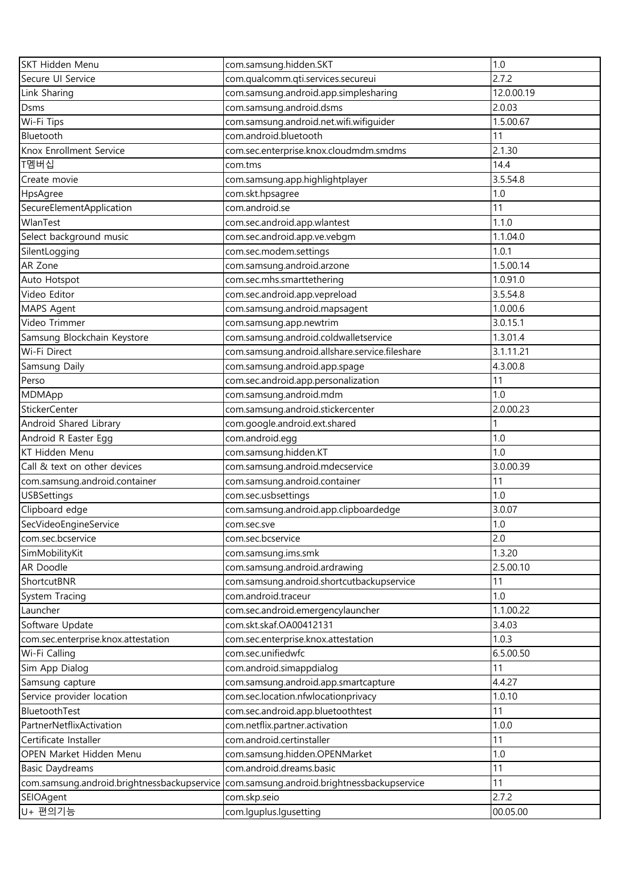| SKT Hidden Menu | com.samsung.hidden.SKT | 1.0 |
|---|---|---|
| Secure UI Service | com.qualcomm.qti.services.secureui | 2.7.2 |
| Link Sharing | com.samsung.android.app.simplesharing | 12.0.00.19 |
| Dsms | com.samsung.android.dsms | 2.0.03 |
| Wi-Fi Tips | com.samsung.android.net.wifi.wifiguider | 1.5.00.67 |
| Bluetooth | com.android.bluetooth | 11 |
| Knox Enrollment Service | com.sec.enterprise.knox.cloudmdm.smdms | 2.1.30 |
| T멤버십 | com.tms | 14.4 |
| Create movie | com.samsung.app.highlightplayer | 3.5.54.8 |
| HpsAgree | com.skt.hpsagree | 1.0 |
| SecureElementApplication | com.android.se | 11 |
| WlanTest | com.sec.android.app.wlantest | 1.1.0 |
| Select background music | com.sec.android.app.ve.vebgm | 1.1.04.0 |
| SilentLogging | com.sec.modem.settings | 1.0.1 |
| AR Zone | com.samsung.android.arzone | 1.5.00.14 |
| Auto Hotspot | com.sec.mhs.smarttethering | 1.0.91.0 |
| Video Editor | com.sec.android.app.vepreload | 3.5.54.8 |
| MAPS Agent | com.samsung.android.mapsagent | 1.0.00.6 |
| Video Trimmer | com.samsung.app.newtrim | 3.0.15.1 |
| Samsung Blockchain Keystore | com.samsung.android.coldwalletservice | 1.3.01.4 |
| Wi-Fi Direct | com.samsung.android.allshare.service.fileshare | 3.1.11.21 |
| Samsung Daily | com.samsung.android.app.spage | 4.3.00.8 |
| Perso | com.sec.android.app.personalization | 11 |
| MDMApp | com.samsung.android.mdm | 1.0 |
| StickerCenter | com.samsung.android.stickercenter | 2.0.00.23 |
| Android Shared Library | com.google.android.ext.shared | 1 |
| Android R Easter Egg | com.android.egg | 1.0 |
| KT Hidden Menu | com.samsung.hidden.KT | 1.0 |
| Call & text on other devices | com.samsung.android.mdecservice | 3.0.00.39 |
| com.samsung.android.container | com.samsung.android.container | 11 |
| USBSettings | com.sec.usbsettings | 1.0 |
| Clipboard edge | com.samsung.android.app.clipboardedge | 3.0.07 |
| SecVideoEngineService | com.sec.sve | 1.0 |
| com.sec.bcservice | com.sec.bcservice | 2.0 |
| SimMobilityKit | com.samsung.ims.smk | 1.3.20 |
| AR Doodle | com.samsung.android.ardrawing | 2.5.00.10 |
| ShortcutBNR | com.samsung.android.shortcutbackupservice | 11 |
| System Tracing | com.android.traceur | 1.0 |
| Launcher | com.sec.android.emergencylauncher | 1.1.00.22 |
| Software Update | com.skt.skaf.OA00412131 | 3.4.03 |
| com.sec.enterprise.knox.attestation | com.sec.enterprise.knox.attestation | 1.0.3 |
| Wi-Fi Calling | com.sec.unifiedwfc | 6.5.00.50 |
| Sim App Dialog | com.android.simappdialog | 11 |
| Samsung capture | com.samsung.android.app.smartcapture | 4.4.27 |
| Service provider location | com.sec.location.nfwlocationprivacy | 1.0.10 |
| BluetoothTest | com.sec.android.app.bluetoothtest | 11 |
| PartnerNetflixActivation | com.netflix.partner.activation | 1.0.0 |
| Certificate Installer | com.android.certinstaller | 11 |
| OPEN Market Hidden Menu | com.samsung.hidden.OPENMarket | 1.0 |
| Basic Daydreams | com.android.dreams.basic | 11 |
| com.samsung.android.brightnessbackupservice | com.samsung.android.brightnessbackupservice | 11 |
| SEIOAgent | com.skp.seio | 2.7.2 |
| U+ 편의기능 | com.lguplus.lgusetting | 00.05.00 |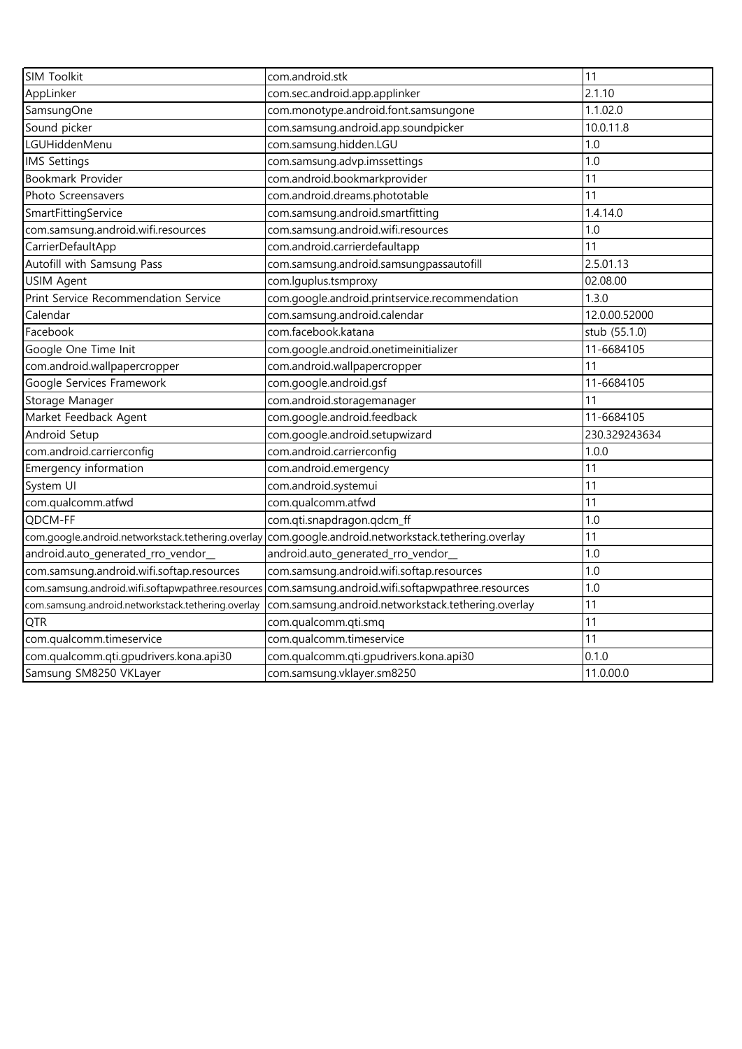| | | |
|---|---|---|
| SIM Toolkit | com.android.stk | 11 |
| AppLinker | com.sec.android.app.applinker | 2.1.10 |
| SamsungOne | com.monotype.android.font.samsungone | 1.1.02.0 |
| Sound picker | com.samsung.android.app.soundpicker | 10.0.11.8 |
| LGUHiddenMenu | com.samsung.hidden.LGU | 1.0 |
| IMS Settings | com.samsung.advp.imssettings | 1.0 |
| Bookmark Provider | com.android.bookmarkprovider | 11 |
| Photo Screensavers | com.android.dreams.phototable | 11 |
| SmartFittingService | com.samsung.android.smartfitting | 1.4.14.0 |
| com.samsung.android.wifi.resources | com.samsung.android.wifi.resources | 1.0 |
| CarrierDefaultApp | com.android.carrierdefaultapp | 11 |
| Autofill with Samsung Pass | com.samsung.android.samsungpassautofill | 2.5.01.13 |
| USIM Agent | com.lguplus.tsmproxy | 02.08.00 |
| Print Service Recommendation Service | com.google.android.printservice.recommendation | 1.3.0 |
| Calendar | com.samsung.android.calendar | 12.0.00.52000 |
| Facebook | com.facebook.katana | stub (55.1.0) |
| Google One Time Init | com.google.android.onetimeinitializer | 11-6684105 |
| com.android.wallpapercropper | com.android.wallpapercropper | 11 |
| Google Services Framework | com.google.android.gsf | 11-6684105 |
| Storage Manager | com.android.storagemanager | 11 |
| Market Feedback Agent | com.google.android.feedback | 11-6684105 |
| Android Setup | com.google.android.setupwizard | 230.329243634 |
| com.android.carrierconfig | com.android.carrierconfig | 1.0.0 |
| Emergency information | com.android.emergency | 11 |
| System UI | com.android.systemui | 11 |
| com.qualcomm.atfwd | com.qualcomm.atfwd | 11 |
| QDCM-FF | com.qti.snapdragon.qdcm_ff | 1.0 |
| com.google.android.networkstack.tethering.overlay | com.google.android.networkstack.tethering.overlay | 11 |
| android.auto_generated_rro_vendor__ | android.auto_generated_rro_vendor__ | 1.0 |
| com.samsung.android.wifi.softap.resources | com.samsung.android.wifi.softap.resources | 1.0 |
| com.samsung.android.wifi.softapwpathree.resources | com.samsung.android.wifi.softapwpathree.resources | 1.0 |
| com.samsung.android.networkstack.tethering.overlay | com.samsung.android.networkstack.tethering.overlay | 11 |
| QTR | com.qualcomm.qti.smq | 11 |
| com.qualcomm.timeservice | com.qualcomm.timeservice | 11 |
| com.qualcomm.qti.gpudrivers.kona.api30 | com.qualcomm.qti.gpudrivers.kona.api30 | 0.1.0 |
| Samsung SM8250 VKLayer | com.samsung.vklayer.sm8250 | 11.0.00.0 |